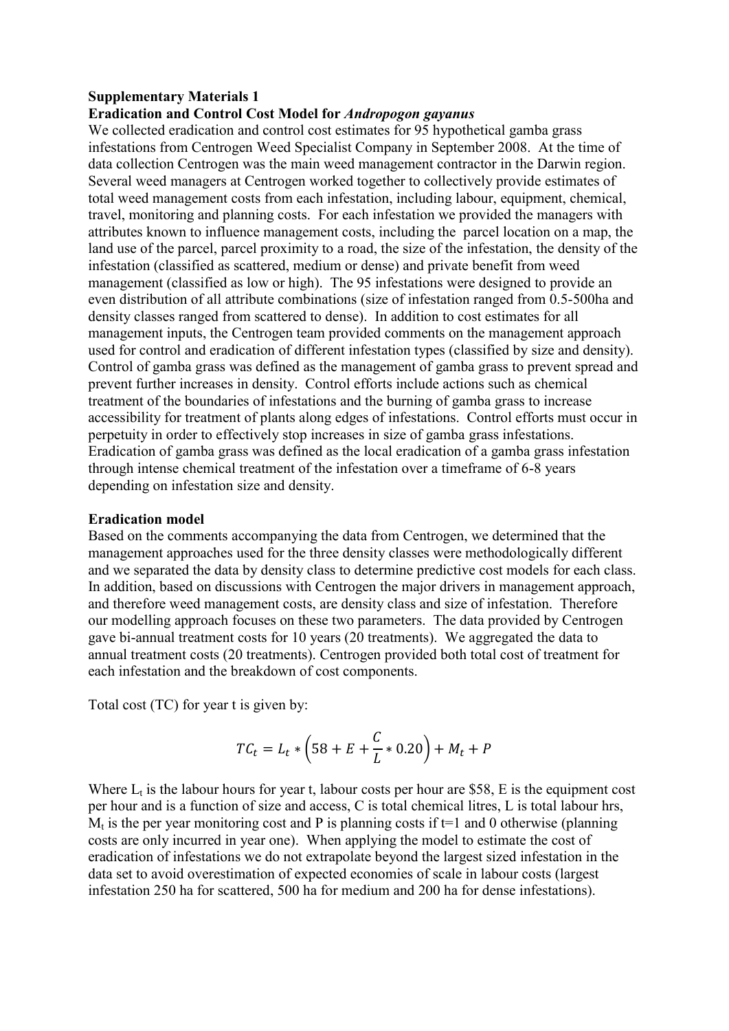**Supplementary Materials 1**

**Eradication and Control Cost Model for *Andropogon gayanus***

We collected eradication and control cost estimates for 95 hypothetical gamba grass infestations from Centrogen Weed Specialist Company in September 2008. At the time of data collection Centrogen was the main weed management contractor in the Darwin region. Several weed managers at Centrogen worked together to collectively provide estimates of total weed management costs from each infestation, including labour, equipment, chemical, travel, monitoring and planning costs. For each infestation we provided the managers with attributes known to influence management costs, including the parcel location on a map, the land use of the parcel, parcel proximity to a road, the size of the infestation, the density of the infestation (classified as scattered, medium or dense) and private benefit from weed management (classified as low or high). The 95 infestations were designed to provide an even distribution of all attribute combinations (size of infestation ranged from 0.5-500ha and density classes ranged from scattered to dense). In addition to cost estimates for all management inputs, the Centrogen team provided comments on the management approach used for control and eradication of different infestation types (classified by size and density). Control of gamba grass was defined as the management of gamba grass to prevent spread and prevent further increases in density. Control efforts include actions such as chemical treatment of the boundaries of infestations and the burning of gamba grass to increase accessibility for treatment of plants along edges of infestations. Control efforts must occur in perpetuity in order to effectively stop increases in size of gamba grass infestations. Eradication of gamba grass was defined as the local eradication of a gamba grass infestation through intense chemical treatment of the infestation over a timeframe of 6-8 years depending on infestation size and density.

**Eradication model**

Based on the comments accompanying the data from Centrogen, we determined that the management approaches used for the three density classes were methodologically different and we separated the data by density class to determine predictive cost models for each class. In addition, based on discussions with Centrogen the major drivers in management approach, and therefore weed management costs, are density class and size of infestation. Therefore our modelling approach focuses on these two parameters. The data provided by Centrogen gave bi-annual treatment costs for 10 years (20 treatments). We aggregated the data to annual treatment costs (20 treatments). Centrogen provided both total cost of treatment for each infestation and the breakdown of cost components.

Total cost (TC) for year t is given by:

$$TC_t = L_t * \left(58 + E + \frac{C}{L} * 0.20\right) + M_t + P$$

Where $L_t$ is the labour hours for year t, labour costs per hour are \$58, E is the equipment cost per hour and is a function of size and access, C is total chemical litres, L is total labour hrs, $M_t$ is the per year monitoring cost and P is planning costs if t=1 and 0 otherwise (planning costs are only incurred in year one). When applying the model to estimate the cost of eradication of infestations we do not extrapolate beyond the largest sized infestation in the data set to avoid overestimation of expected economies of scale in labour costs (largest infestation 250 ha for scattered, 500 ha for medium and 200 ha for dense infestations).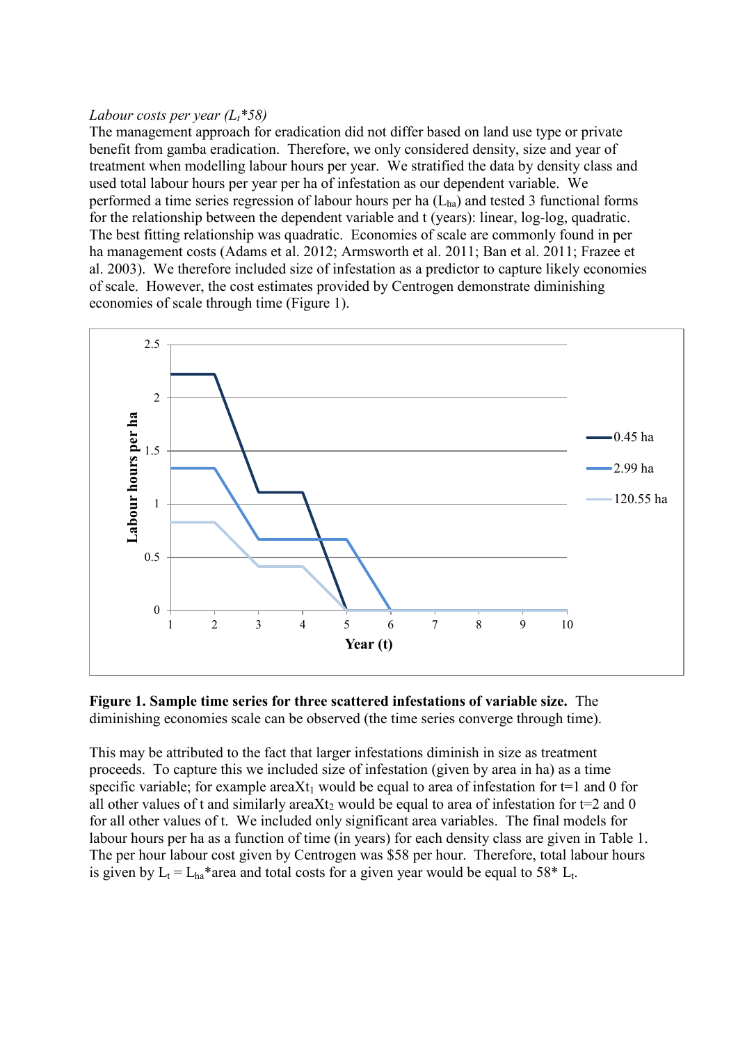*Labour costs per year ($L_t$*58)*

The management approach for eradication did not differ based on land use type or private benefit from gamba eradication. Therefore, we only considered density, size and year of treatment when modelling labour hours per year. We stratified the data by density class and used total labour hours per year per ha of infestation as our dependent variable. We performed a time series regression of labour hours per ha ($L_{ha}$) and tested 3 functional forms for the relationship between the dependent variable and t (years): linear, log-log, quadratic. The best fitting relationship was quadratic. Economies of scale are commonly found in per ha management costs (Adams et al. 2012; Armsworth et al. 2011; Ban et al. 2011; Frazee et al. 2003). We therefore included size of infestation as a predictor to capture likely economies of scale. However, the cost estimates provided by Centrogen demonstrate diminishing economies of scale through time (Figure 1).

**Figure 1. Sample time series for three scattered infestations of variable size.** The diminishing economies scale can be observed (the time series converge through time).

This may be attributed to the fact that larger infestations diminish in size as treatment proceeds. To capture this we included size of infestation (given by area in ha) as a time specific variable; for example areaX$t_1$ would be equal to area of infestation for t=1 and 0 for all other values of t and similarly areaX$t_2$ would be equal to area of infestation for t=2 and 0 for all other values of t. We included only significant area variables. The final models for labour hours per ha as a function of time (in years) for each density class are given in Table 1. The per hour labour cost given by Centrogen was $58 per hour. Therefore, total labour hours is given by $L_t = L_{ha}$*area and total costs for a given year would be equal to 58* $L_t$.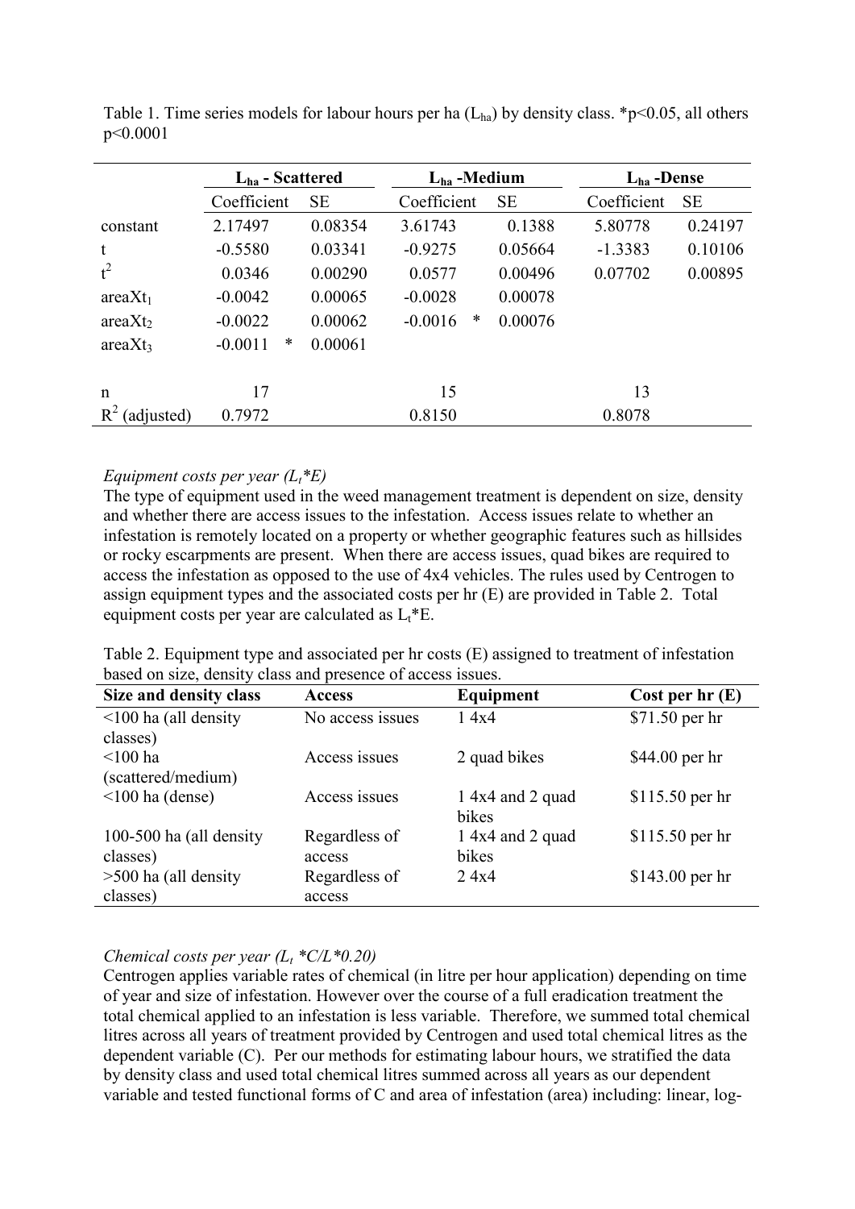Table 1. Time series models for labour hours per ha ($L_{ha}$) by density class. *p<0.05, all others p<0.0001

| | $L_{ha}$ - Scattered | | $L_{ha}$ -Medium | | $L_{ha}$ -Dense | |
|---|---|---|---|---|---|---|
| | Coefficient | SE | Coefficient | SE | Coefficient | SE |
| constant | 2.17497 | 0.08354 | 3.61743 | 0.1388 | 5.80778 | 0.24197 |
| t | -0.5580 | 0.03341 | -0.9275 | 0.05664 | -1.3383 | 0.10106 |
| $t^2$ | 0.0346 | 0.00290 | 0.0577 | 0.00496 | 0.07702 | 0.00895 |
| $areaXt_1$ | -0.0042 | 0.00065 | -0.0028 | 0.00078 | | |
| $areaXt_2$ | -0.0022 | 0.00062 | -0.0016 * | 0.00076 | | |
| $areaXt_3$ | -0.0011 * | 0.00061 | | | | |
| | | | | | | |
| n | 17 | | 15 | | 13 | |
| $R^2$ (adjusted) | 0.7972 | | 0.8150 | | 0.8078 | |

*Equipment costs per year ($L_t$*E)*

The type of equipment used in the weed management treatment is dependent on size, density and whether there are access issues to the infestation. Access issues relate to whether an infestation is remotely located on a property or whether geographic features such as hillsides or rocky escarpments are present. When there are access issues, quad bikes are required to access the infestation as opposed to the use of 4x4 vehicles. The rules used by Centrogen to assign equipment types and the associated costs per hr (E) are provided in Table 2. Total equipment costs per year are calculated as $L_t$*E.

Table 2. Equipment type and associated per hr costs (E) assigned to treatment of infestation based on size, density class and presence of access issues.

| Size and density class | Access | Equipment | Cost per hr (E) |
|---|---|---|---|
| <100 ha (all density classes) | No access issues | 1 4x4 | $71.50 per hr |
| <100 ha (scattered/medium) | Access issues | 2 quad bikes | $44.00 per hr |
| <100 ha (dense) | Access issues | 1 4x4 and 2 quad bikes | $115.50 per hr |
| 100-500 ha (all density classes) | Regardless of access | 1 4x4 and 2 quad bikes | $115.50 per hr |
| >500 ha (all density classes) | Regardless of access | 2 4x4 | $143.00 per hr |

*Chemical costs per year ($L_t$ *C/L*0.20)*

Centrogen applies variable rates of chemical (in litre per hour application) depending on time of year and size of infestation. However over the course of a full eradication treatment the total chemical applied to an infestation is less variable. Therefore, we summed total chemical litres across all years of treatment provided by Centrogen and used total chemical litres as the dependent variable (C). Per our methods for estimating labour hours, we stratified the data by density class and used total chemical litres summed across all years as our dependent variable and tested functional forms of C and area of infestation (area) including: linear, log-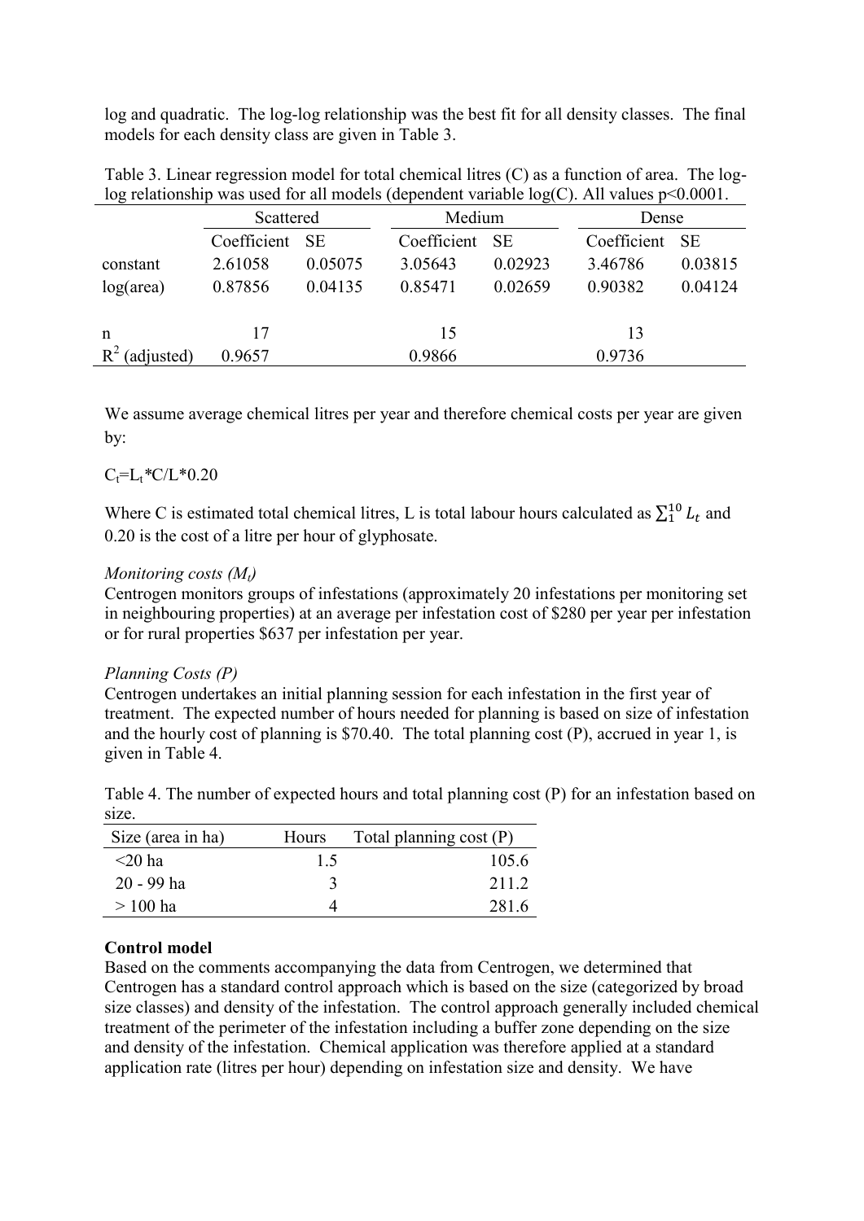log and quadratic. The log-log relationship was the best fit for all density classes. The final models for each density class are given in Table 3.

Table 3. Linear regression model for total chemical litres (C) as a function of area. The log-log relationship was used for all models (dependent variable log(C). All values $p<0.0001$.

| | Scattered | | Medium | | Dense | |
|---|---|---|---|---|---|---|
| | Coefficient | SE | Coefficient | SE | Coefficient | SE |
| constant | 2.61058 | 0.05075 | 3.05643 | 0.02923 | 3.46786 | 0.03815 |
| log(area) | 0.87856 | 0.04135 | 0.85471 | 0.02659 | 0.90382 | 0.04124 |
| n | 17 | | 15 | | 13 | |
| $R^2$ (adjusted) | 0.9657 | | 0.9866 | | 0.9736 | |

We assume average chemical litres per year and therefore chemical costs per year are given by:

$C_t = L_t * C/L * 0.20$

Where C is estimated total chemical litres, L is total labour hours calculated as $\sum_1^{10} L_t$ and 0.20 is the cost of a litre per hour of glyphosate.

*Monitoring costs ($M_t$)*

Centrogen monitors groups of infestations (approximately 20 infestations per monitoring set in neighbouring properties) at an average per infestation cost of \$280 per year per infestation or for rural properties \$637 per infestation per year.

*Planning Costs (P)*

Centrogen undertakes an initial planning session for each infestation in the first year of treatment. The expected number of hours needed for planning is based on size of infestation and the hourly cost of planning is \$70.40. The total planning cost (P), accrued in year 1, is given in Table 4.

Table 4. The number of expected hours and total planning cost (P) for an infestation based on size.

| Size (area in ha) | Hours | Total planning cost (P) |
|---|---|---|
| <20 ha | 1.5 | 105.6 |
| 20 - 99 ha | 3 | 211.2 |
| > 100 ha | 4 | 281.6 |

**Control model**

Based on the comments accompanying the data from Centrogen, we determined that Centrogen has a standard control approach which is based on the size (categorized by broad size classes) and density of the infestation. The control approach generally included chemical treatment of the perimeter of the infestation including a buffer zone depending on the size and density of the infestation. Chemical application was therefore applied at a standard application rate (litres per hour) depending on infestation size and density. We have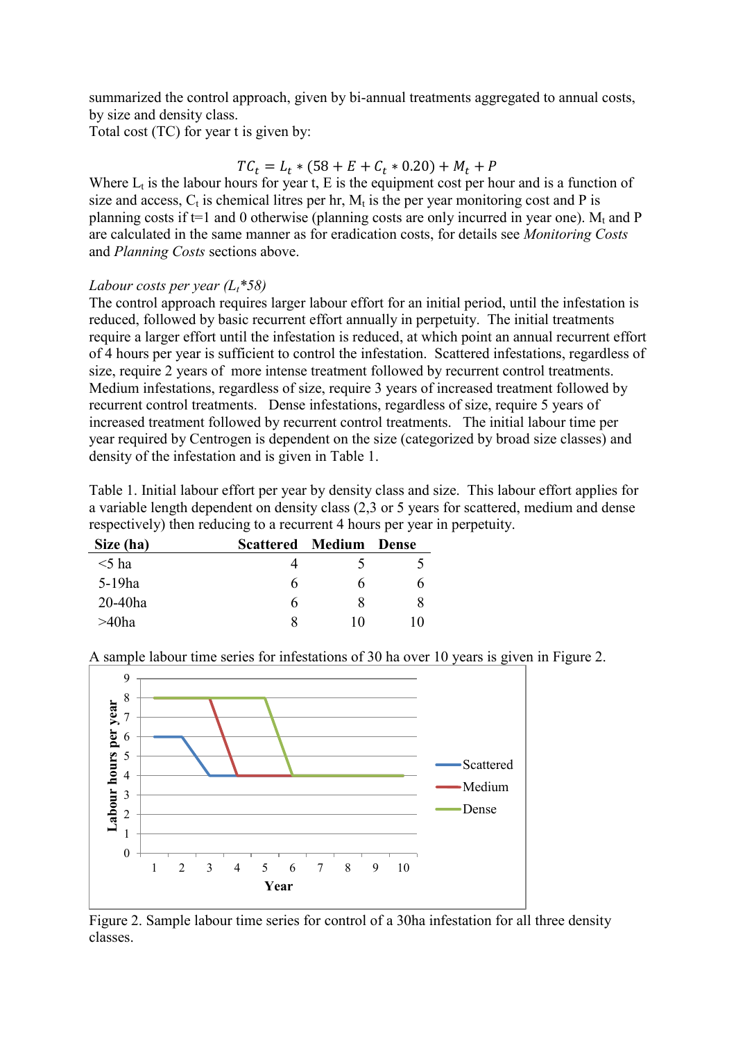summarized the control approach, given by bi-annual treatments aggregated to annual costs, by size and density class.

Total cost (TC) for year t is given by:

$$TC_t = L_t * (58 + E + C_t * 0.20) + M_t + P$$

Where $L_t$ is the labour hours for year t, E is the equipment cost per hour and is a function of size and access, $C_t$ is chemical litres per hr, $M_t$ is the per year monitoring cost and P is planning costs if t=1 and 0 otherwise (planning costs are only incurred in year one). $M_t$ and P are calculated in the same manner as for eradication costs, for details see *Monitoring Costs* and *Planning Costs* sections above.

*Labour costs per year ($L_t$*58)*

The control approach requires larger labour effort for an initial period, until the infestation is reduced, followed by basic recurrent effort annually in perpetuity. The initial treatments require a larger effort until the infestation is reduced, at which point an annual recurrent effort of 4 hours per year is sufficient to control the infestation. Scattered infestations, regardless of size, require 2 years of more intense treatment followed by recurrent control treatments. Medium infestations, regardless of size, require 3 years of increased treatment followed by recurrent control treatments. Dense infestations, regardless of size, require 5 years of increased treatment followed by recurrent control treatments. The initial labour time per year required by Centrogen is dependent on the size (categorized by broad size classes) and density of the infestation and is given in Table 1.

Table 1. Initial labour effort per year by density class and size. This labour effort applies for a variable length dependent on density class (2,3 or 5 years for scattered, medium and dense respectively) then reducing to a recurrent 4 hours per year in perpetuity.

| Size (ha) | Scattered | Medium | Dense |
|---|---|---|---|
| <5 ha | 4 | 5 | 5 |
| 5-19ha | 6 | 6 | 6 |
| 20-40ha | 6 | 8 | 8 |
| >40ha | 8 | 10 | 10 |

A sample labour time series for infestations of 30 ha over 10 years is given in Figure 2.

Figure 2. Sample labour time series for control of a 30ha infestation for all three density classes.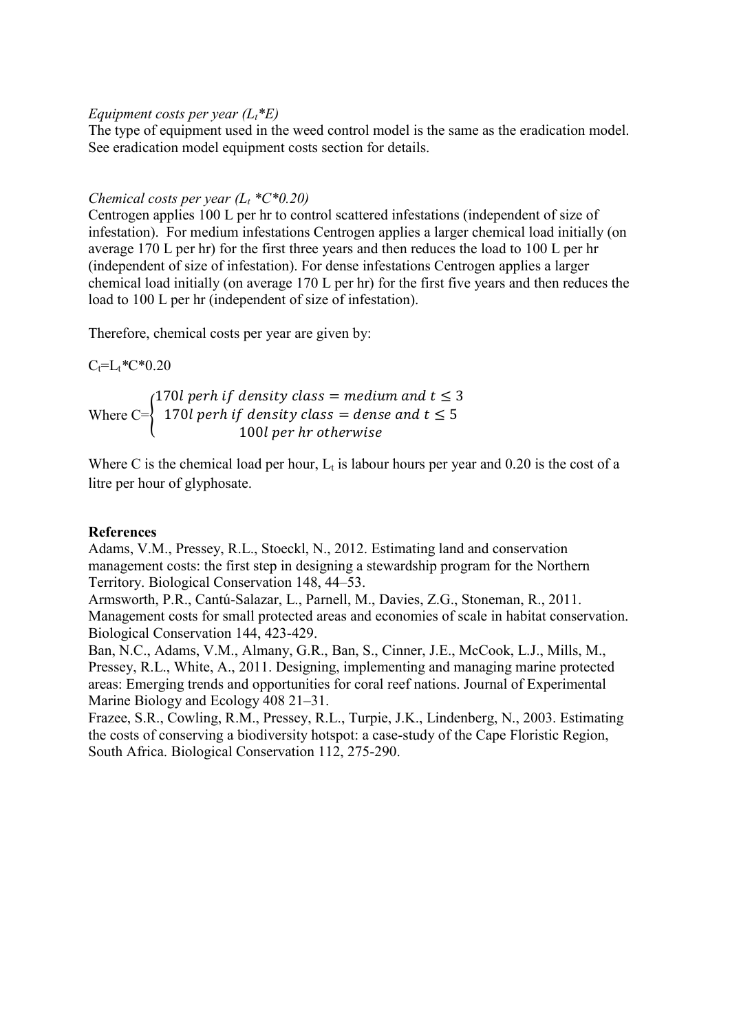*Equipment costs per year ($L_t$*E)*

The type of equipment used in the weed control model is the same as the eradication model. See eradication model equipment costs section for details.

*Chemical costs per year ($L_t$ *C*0.20)*

Centrogen applies 100 L per hr to control scattered infestations (independent of size of infestation). For medium infestations Centrogen applies a larger chemical load initially (on average 170 L per hr) for the first three years and then reduces the load to 100 L per hr (independent of size of infestation). For dense infestations Centrogen applies a larger chemical load initially (on average 170 L per hr) for the first five years and then reduces the load to 100 L per hr (independent of size of infestation).

Therefore, chemical costs per year are given by:

$C_t = L_t * C * 0.20$

$$\text{Where } C = \begin{cases} 170l \ perh \ if \ density \ class = medium \ and \ t \leq 3 \\ 170l \ perh \ if \ density \ class = dense \ and \ t \leq 5 \\ 100l \ per \ hr \ otherwise \end{cases}$$

Where C is the chemical load per hour, $L_t$ is labour hours per year and 0.20 is the cost of a litre per hour of glyphosate.

**References**

Adams, V.M., Pressey, R.L., Stoeckl, N., 2012. Estimating land and conservation management costs: the first step in designing a stewardship program for the Northern Territory. Biological Conservation 148, 44–53.

Armsworth, P.R., Cantú-Salazar, L., Parnell, M., Davies, Z.G., Stoneman, R., 2011. Management costs for small protected areas and economies of scale in habitat conservation. Biological Conservation 144, 423-429.

Ban, N.C., Adams, V.M., Almany, G.R., Ban, S., Cinner, J.E., McCook, L.J., Mills, M., Pressey, R.L., White, A., 2011. Designing, implementing and managing marine protected areas: Emerging trends and opportunities for coral reef nations. Journal of Experimental Marine Biology and Ecology 408 21–31.

Frazee, S.R., Cowling, R.M., Pressey, R.L., Turpie, J.K., Lindenberg, N., 2003. Estimating the costs of conserving a biodiversity hotspot: a case-study of the Cape Floristic Region, South Africa. Biological Conservation 112, 275-290.